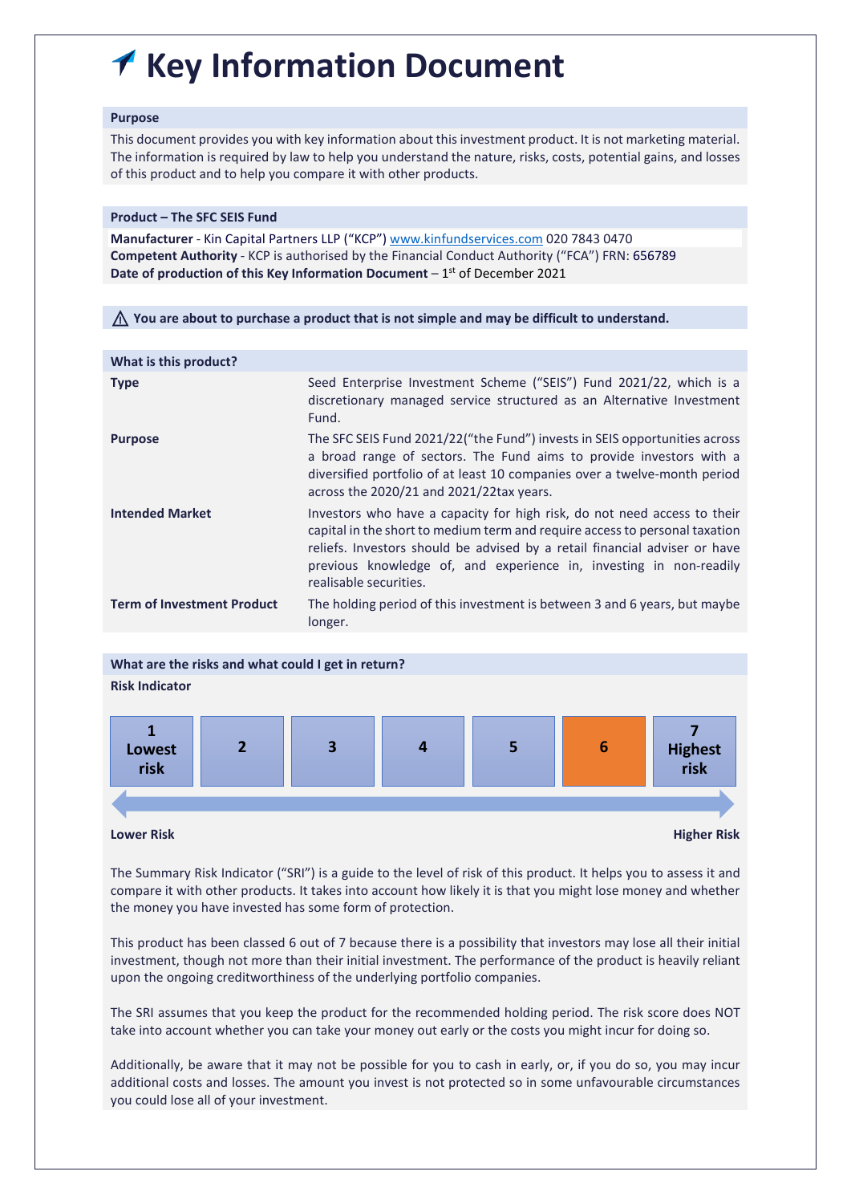# Key Information Document

**Purpose**

This document provides you with key information about this investment product. It is not marketing material. The information is required by law to help you understand the nature, risks, costs, potential gains, and losses of this product and to help you compare it with other products.

**Product – The SFC SEIS Fund**

**Manufacturer** - Kin Capital Partners LLP ("KCP") www.kinfundservices.com 020 7843 0470
**Competent Authority** - KCP is authorised by the Financial Conduct Authority ("FCA") FRN: 656789
**Date of production of this Key Information Document** – 1st of December 2021

⚠ **You are about to purchase a product that is not simple and may be difficult to understand.**

**What is this product?**

| | |
|---|---|
| **Type** | Seed Enterprise Investment Scheme ("SEIS") Fund 2021/22, which is a discretionary managed service structured as an Alternative Investment Fund. |
| **Purpose** | The SFC SEIS Fund 2021/22("the Fund") invests in SEIS opportunities across a broad range of sectors. The Fund aims to provide investors with a diversified portfolio of at least 10 companies over a twelve-month period across the 2020/21 and 2021/22tax years. |
| **Intended Market** | Investors who have a capacity for high risk, do not need access to their capital in the short to medium term and require access to personal taxation reliefs. Investors should be advised by a retail financial adviser or have previous knowledge of, and experience in, investing in non-readily realisable securities. |
| **Term of Investment Product** | The holding period of this investment is between 3 and 6 years, but maybe longer. |

**What are the risks and what could I get in return?**

**Risk Indicator**

| 1 Lowest risk | 2 | 3 | 4 | 5 | **6** | 7 Highest risk |
|---|---|---|---|---|---|---|

**Lower Risk** ← → **Higher Risk**

The Summary Risk Indicator ("SRI") is a guide to the level of risk of this product. It helps you to assess it and compare it with other products. It takes into account how likely it is that you might lose money and whether the money you have invested has some form of protection.

This product has been classed 6 out of 7 because there is a possibility that investors may lose all their initial investment, though not more than their initial investment. The performance of the product is heavily reliant upon the ongoing creditworthiness of the underlying portfolio companies.

The SRI assumes that you keep the product for the recommended holding period. The risk score does NOT take into account whether you can take your money out early or the costs you might incur for doing so.

Additionally, be aware that it may not be possible for you to cash in early, or, if you do so, you may incur additional costs and losses. The amount you invest is not protected so in some unfavourable circumstances you could lose all of your investment.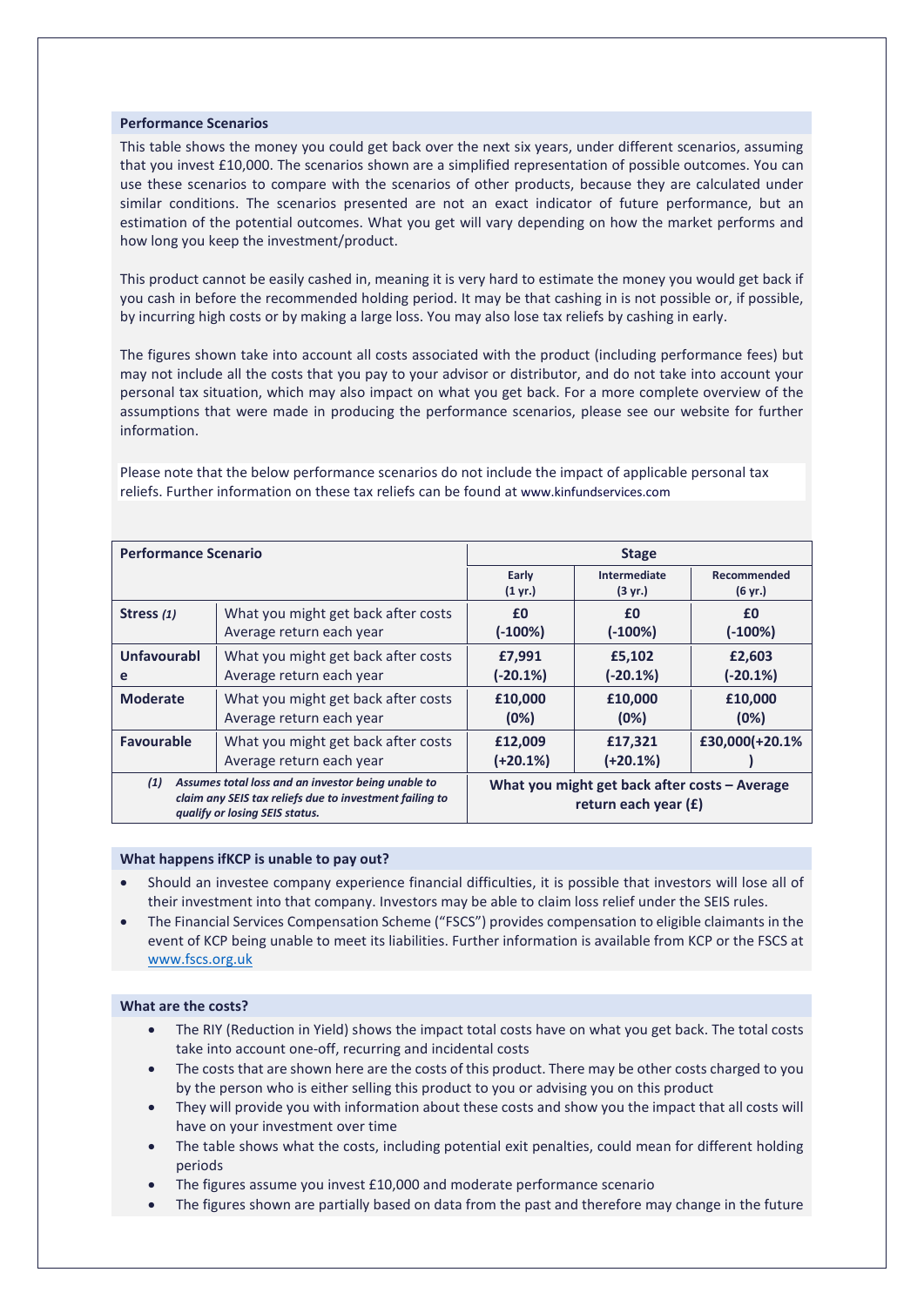### Performance Scenarios

This table shows the money you could get back over the next six years, under different scenarios, assuming that you invest £10,000. The scenarios shown are a simplified representation of possible outcomes. You can use these scenarios to compare with the scenarios of other products, because they are calculated under similar conditions. The scenarios presented are not an exact indicator of future performance, but an estimation of the potential outcomes. What you get will vary depending on how the market performs and how long you keep the investment/product.

This product cannot be easily cashed in, meaning it is very hard to estimate the money you would get back if you cash in before the recommended holding period. It may be that cashing in is not possible or, if possible, by incurring high costs or by making a large loss. You may also lose tax reliefs by cashing in early.

The figures shown take into account all costs associated with the product (including performance fees) but may not include all the costs that you pay to your advisor or distributor, and do not take into account your personal tax situation, which may also impact on what you get back. For a more complete overview of the assumptions that were made in producing the performance scenarios, please see our website for further information.

Please note that the below performance scenarios do not include the impact of applicable personal tax reliefs. Further information on these tax reliefs can be found at www.kinfundservices.com

| **Performance Scenario** | | **Stage** | | |
|---|---|---|---|---|
| | | **Early (1 yr.)** | **Intermediate (3 yr.)** | **Recommended (6 yr.)** |
| **Stress** *(1)* | What you might get back after costs<br>Average return each year | **£0<br>(-100%)** | **£0<br>(-100%)** | **£0<br>(-100%)** |
| **Unfavourable** | What you might get back after costs<br>Average return each year | **£7,991<br>(-20.1%)** | **£5,102<br>(-20.1%)** | **£2,603<br>(-20.1%)** |
| **Moderate** | What you might get back after costs<br>Average return each year | **£10,000<br>(0%)** | **£10,000<br>(0%)** | **£10,000<br>(0%)** |
| **Favourable** | What you might get back after costs<br>Average return each year | **£12,009<br>(+20.1%)** | **£17,321<br>(+20.1%)** | **£30,000(+20.1%)** |
| ***(1) Assumes total loss and an investor being unable to claim any SEIS tax reliefs due to investment failing to qualify or losing SEIS status.*** | | **What you might get back after costs – Average return each year (£)** | | |

### What happens ifKCP is unable to pay out?

- Should an investee company experience financial difficulties, it is possible that investors will lose all of their investment into that company. Investors may be able to claim loss relief under the SEIS rules.
- The Financial Services Compensation Scheme ("FSCS") provides compensation to eligible claimants in the event of KCP being unable to meet its liabilities. Further information is available from KCP or the FSCS at www.fscs.org.uk

### What are the costs?

- The RIY (Reduction in Yield) shows the impact total costs have on what you get back. The total costs take into account one-off, recurring and incidental costs
- The costs that are shown here are the costs of this product. There may be other costs charged to you by the person who is either selling this product to you or advising you on this product
- They will provide you with information about these costs and show you the impact that all costs will have on your investment over time
- The table shows what the costs, including potential exit penalties, could mean for different holding periods
- The figures assume you invest £10,000 and moderate performance scenario
- The figures shown are partially based on data from the past and therefore may change in the future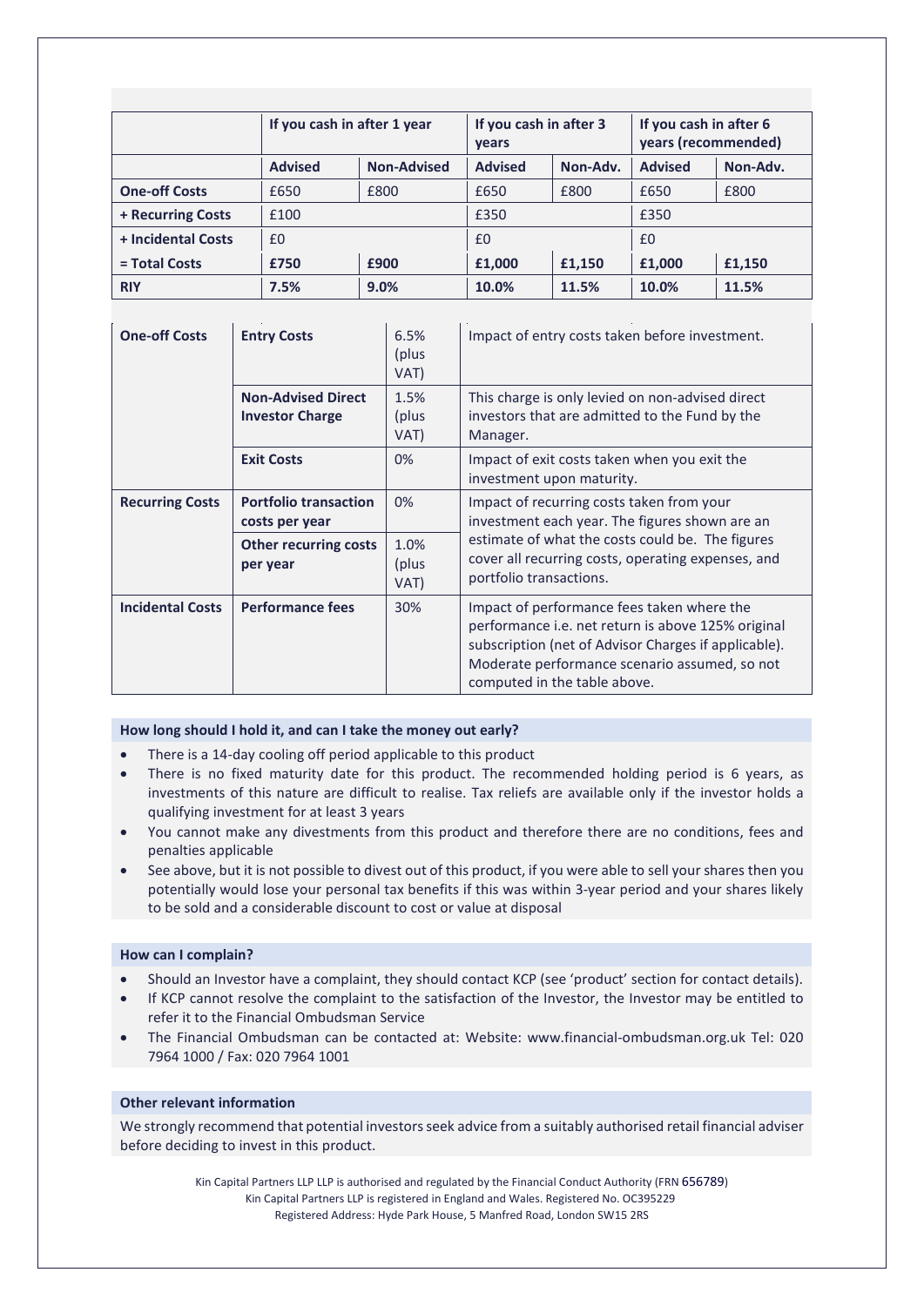| | If you cash in after 1 year | | If you cash in after 3 years | | If you cash in after 6 years (recommended) | |
|---|---|---|---|---|---|---|
| | **Advised** | **Non-Advised** | **Advised** | **Non-Adv.** | **Advised** | **Non-Adv.** |
| **One-off Costs** | £650 | £800 | £650 | £800 | £650 | £800 |
| **+ Recurring Costs** | £100 | | £350 | | £350 | |
| **+ Incidental Costs** | £0 | | £0 | | £0 | |
| **= Total Costs** | **£750** | **£900** | **£1,000** | **£1,150** | **£1,000** | **£1,150** |
| **RIY** | **7.5%** | **9.0%** | **10.0%** | **11.5%** | **10.0%** | **11.5%** |

| | | | |
|---|---|---|---|
| **One-off Costs** | **Entry Costs** | 6.5% (plus VAT) | Impact of entry costs taken before investment. |
| | **Non-Advised Direct Investor Charge** | 1.5% (plus VAT) | This charge is only levied on non-advised direct investors that are admitted to the Fund by the Manager. |
| | **Exit Costs** | 0% | Impact of exit costs taken when you exit the investment upon maturity. |
| **Recurring Costs** | **Portfolio transaction costs per year** | 0% | Impact of recurring costs taken from your investment each year. The figures shown are an estimate of what the costs could be. The figures cover all recurring costs, operating expenses, and portfolio transactions. |
| | **Other recurring costs per year** | 1.0% (plus VAT) | |
| **Incidental Costs** | **Performance fees** | 30% | Impact of performance fees taken where the performance i.e. net return is above 125% original subscription (net of Advisor Charges if applicable). Moderate performance scenario assumed, so not computed in the table above. |

### How long should I hold it, and can I take the money out early?

- There is a 14-day cooling off period applicable to this product
- There is no fixed maturity date for this product. The recommended holding period is 6 years, as investments of this nature are difficult to realise. Tax reliefs are available only if the investor holds a qualifying investment for at least 3 years
- You cannot make any divestments from this product and therefore there are no conditions, fees and penalties applicable
- See above, but it is not possible to divest out of this product, if you were able to sell your shares then you potentially would lose your personal tax benefits if this was within 3-year period and your shares likely to be sold and a considerable discount to cost or value at disposal

### How can I complain?

- Should an Investor have a complaint, they should contact KCP (see 'product' section for contact details).
- If KCP cannot resolve the complaint to the satisfaction of the Investor, the Investor may be entitled to refer it to the Financial Ombudsman Service
- The Financial Ombudsman can be contacted at: Website: www.financial-ombudsman.org.uk Tel: 020 7964 1000 / Fax: 020 7964 1001

### Other relevant information

We strongly recommend that potential investors seek advice from a suitably authorised retail financial adviser before deciding to invest in this product.

Kin Capital Partners LLP LLP is authorised and regulated by the Financial Conduct Authority (FRN 656789)
Kin Capital Partners LLP is registered in England and Wales. Registered No. OC395229
Registered Address: Hyde Park House, 5 Manfred Road, London SW15 2RS